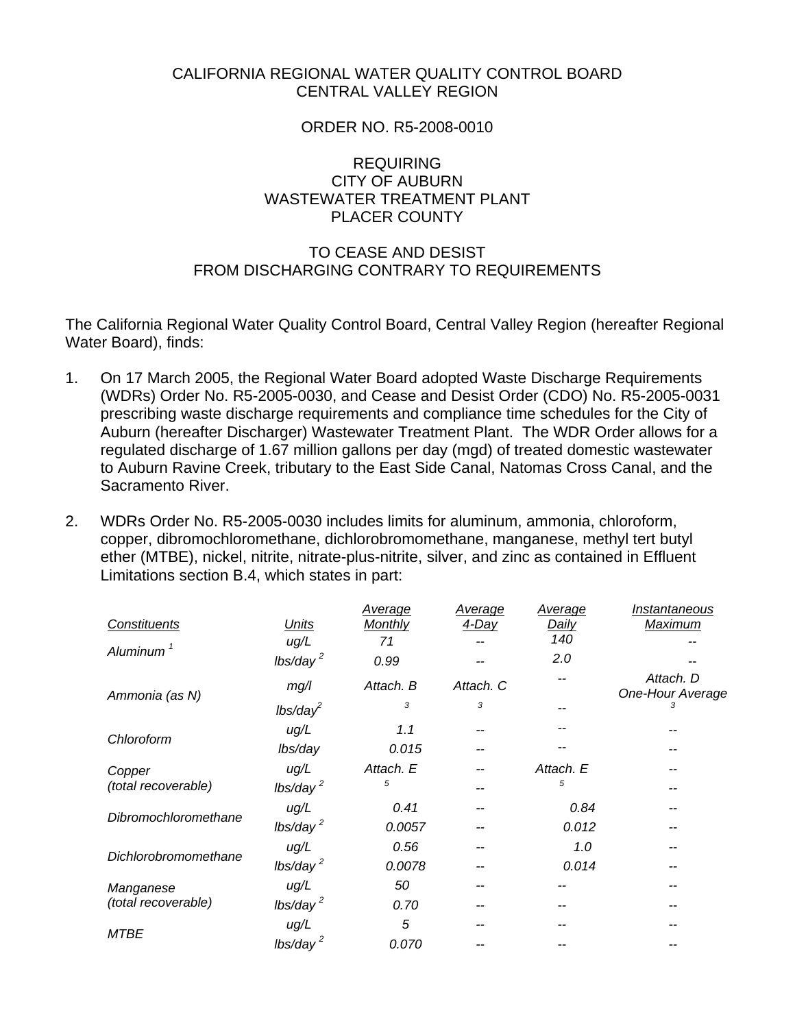CALIFORNIA REGIONAL WATER QUALITY CONTROL BOARD
CENTRAL VALLEY REGION

ORDER NO. R5-2008-0010

REQUIRING
CITY OF AUBURN
WASTEWATER TREATMENT PLANT
PLACER COUNTY

TO CEASE AND DESIST
FROM DISCHARGING CONTRARY TO REQUIREMENTS

The California Regional Water Quality Control Board, Central Valley Region (hereafter Regional Water Board), finds:

1. On 17 March 2005, the Regional Water Board adopted Waste Discharge Requirements (WDRs) Order No. R5-2005-0030, and Cease and Desist Order (CDO) No. R5-2005-0031 prescribing waste discharge requirements and compliance time schedules for the City of Auburn (hereafter Discharger) Wastewater Treatment Plant. The WDR Order allows for a regulated discharge of 1.67 million gallons per day (mgd) of treated domestic wastewater to Auburn Ravine Creek, tributary to the East Side Canal, Natomas Cross Canal, and the Sacramento River.

2. WDRs Order No. R5-2005-0030 includes limits for aluminum, ammonia, chloroform, copper, dibromochloromethane, dichlorobromomethane, manganese, methyl tert butyl ether (MTBE), nickel, nitrite, nitrate-plus-nitrite, silver, and zinc as contained in Effluent Limitations section B.4, which states in part:

| *Constituents* | *Units* | *Average Monthly* | *Average 4-Day* | *Average Daily* | *Instantaneous Maximum* |
|---|---|---|---|---|---|
| *Aluminum* [1] | *ug/L* | *71* | -- | *140* | -- |
| | *lbs/day* [2] | *0.99* | -- | *2.0* | -- |
| *Ammonia (as N)* | *mg/l* | *Attach. B* | *Attach. C* | -- | *Attach. D One-Hour Average* |
| | *lbs/day*[2] | [3] | [3] | -- | [3] |
| *Chloroform* | *ug/L* | *1.1* | -- | -- | -- |
| | *lbs/day* | *0.015* | -- | -- | -- |
| *Copper (total recoverable)* | *ug/L* | *Attach. E* | -- | *Attach. E* | -- |
| | *lbs/day* [2] | [5] | -- | [5] | -- |
| *Dibromochloromethane* | *ug/L* | *0.41* | -- | *0.84* | -- |
| | *lbs/day* [2] | *0.0057* | -- | *0.012* | -- |
| *Dichlorobromomethane* | *ug/L* | *0.56* | -- | *1.0* | -- |
| | *lbs/day* [2] | *0.0078* | -- | *0.014* | -- |
| *Manganese (total recoverable)* | *ug/L* | *50* | -- | -- | -- |
| | *lbs/day* [2] | *0.70* | -- | -- | -- |
| *MTBE* | *ug/L* | *5* | -- | -- | -- |
| | *lbs/day* [2] | *0.070* | -- | -- | -- |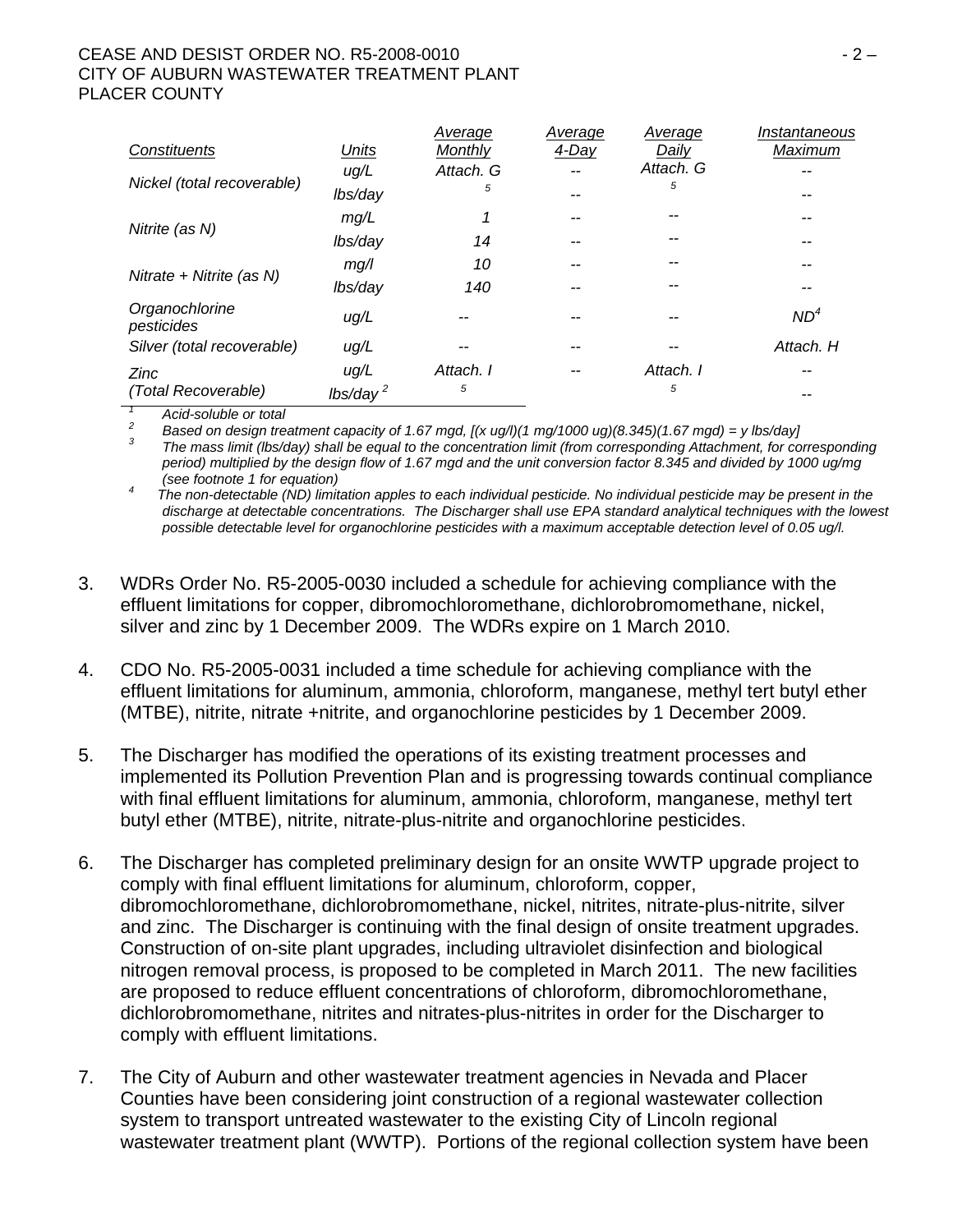| Constituents | Units | Average Monthly | Average 4-Day | Average Daily | Instantaneous Maximum |
|---|---|---|---|---|---|
| Nickel (total recoverable) | ug/L | Attach. G | -- | Attach. G | -- |
| | lbs/day | [5] | -- | [5] | -- |
| Nitrite (as N) | mg/L | 1 | -- | -- | -- |
| | lbs/day | 14 | -- | -- | -- |
| Nitrate + Nitrite (as N) | mg/l | 10 | -- | -- | -- |
| | lbs/day | 140 | -- | -- | -- |
| Organochlorine pesticides | ug/L | -- | -- | -- | ND[4] |
| Silver (total recoverable) | ug/L | -- | -- | -- | Attach. H |
| Zinc (Total Recoverable) | ug/L | Attach. I | -- | Attach. I | -- |
| | lbs/day [2] | [5] | | [5] | -- |

[1] Acid-soluble or total

[2] Based on design treatment capacity of 1.67 mgd, [(x ug/l)(1 mg/1000 ug)(8.345)(1.67 mgd) = y lbs/day]

[3] The mass limit (lbs/day) shall be equal to the concentration limit (from corresponding Attachment, for corresponding period) multiplied by the design flow of 1.67 mgd and the unit conversion factor 8.345 and divided by 1000 ug/mg (see footnote 1 for equation)

[4] The non-detectable (ND) limitation apples to each individual pesticide. No individual pesticide may be present in the discharge at detectable concentrations. The Discharger shall use EPA standard analytical techniques with the lowest possible detectable level for organochlorine pesticides with a maximum acceptable detection level of 0.05 ug/l.

3. WDRs Order No. R5-2005-0030 included a schedule for achieving compliance with the effluent limitations for copper, dibromochloromethane, dichlorobromomethane, nickel, silver and zinc by 1 December 2009. The WDRs expire on 1 March 2010.

4. CDO No. R5-2005-0031 included a time schedule for achieving compliance with the effluent limitations for aluminum, ammonia, chloroform, manganese, methyl tert butyl ether (MTBE), nitrite, nitrate +nitrite, and organochlorine pesticides by 1 December 2009.

5. The Discharger has modified the operations of its existing treatment processes and implemented its Pollution Prevention Plan and is progressing towards continual compliance with final effluent limitations for aluminum, ammonia, chloroform, manganese, methyl tert butyl ether (MTBE), nitrite, nitrate-plus-nitrite and organochlorine pesticides.

6. The Discharger has completed preliminary design for an onsite WWTP upgrade project to comply with final effluent limitations for aluminum, chloroform, copper, dibromochloromethane, dichlorobromomethane, nickel, nitrites, nitrate-plus-nitrite, silver and zinc. The Discharger is continuing with the final design of onsite treatment upgrades. Construction of on-site plant upgrades, including ultraviolet disinfection and biological nitrogen removal process, is proposed to be completed in March 2011. The new facilities are proposed to reduce effluent concentrations of chloroform, dibromochloromethane, dichlorobromomethane, nitrites and nitrates-plus-nitrites in order for the Discharger to comply with effluent limitations.

7. The City of Auburn and other wastewater treatment agencies in Nevada and Placer Counties have been considering joint construction of a regional wastewater collection system to transport untreated wastewater to the existing City of Lincoln regional wastewater treatment plant (WWTP). Portions of the regional collection system have been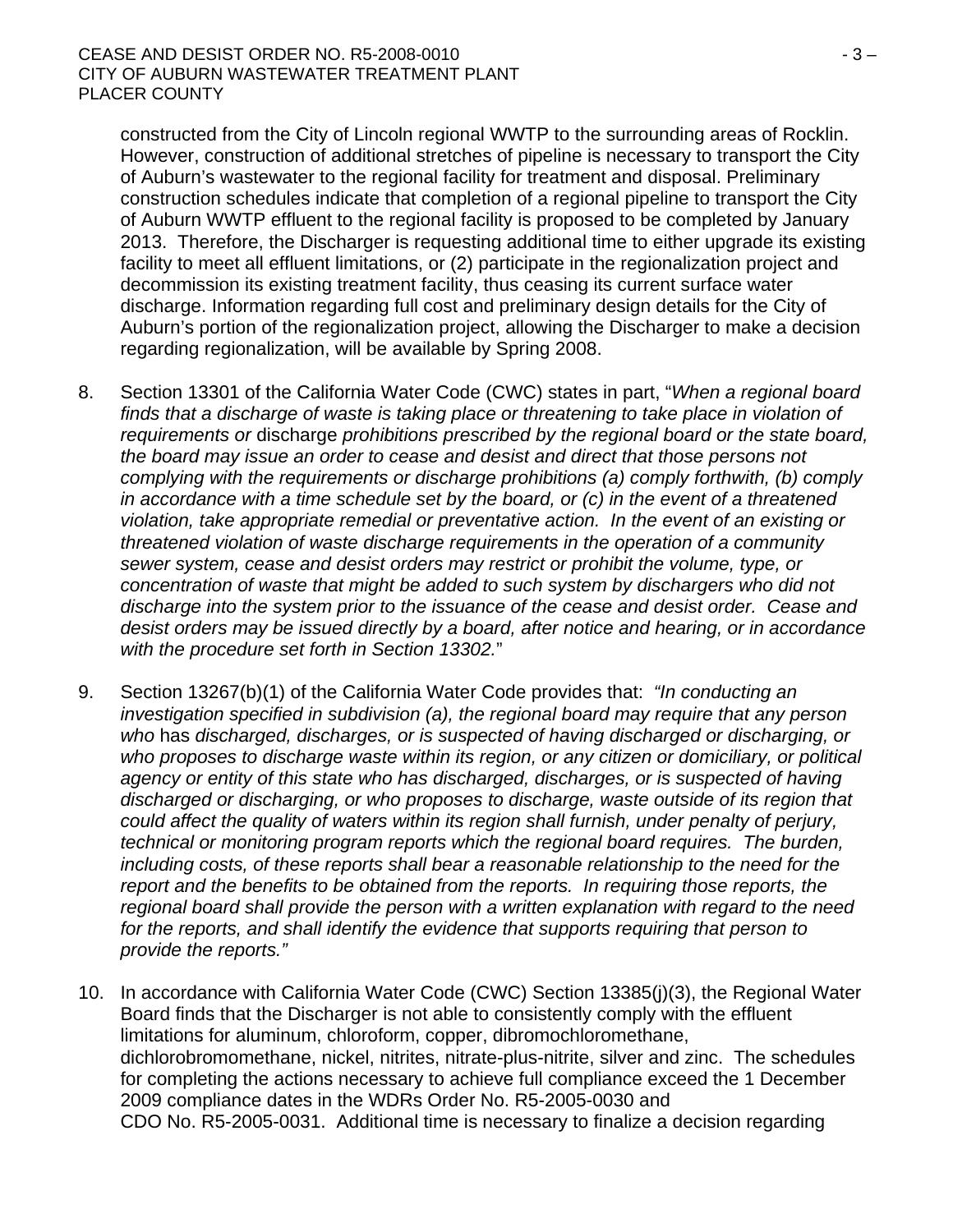constructed from the City of Lincoln regional WWTP to the surrounding areas of Rocklin. However, construction of additional stretches of pipeline is necessary to transport the City of Auburn's wastewater to the regional facility for treatment and disposal. Preliminary construction schedules indicate that completion of a regional pipeline to transport the City of Auburn WWTP effluent to the regional facility is proposed to be completed by January 2013. Therefore, the Discharger is requesting additional time to either upgrade its existing facility to meet all effluent limitations, or (2) participate in the regionalization project and decommission its existing treatment facility, thus ceasing its current surface water discharge. Information regarding full cost and preliminary design details for the City of Auburn's portion of the regionalization project, allowing the Discharger to make a decision regarding regionalization, will be available by Spring 2008.

8. Section 13301 of the California Water Code (CWC) states in part, "*When a regional board finds that a discharge of waste is taking place or threatening to take place in violation of requirements or* discharge *prohibitions prescribed by the regional board or the state board, the board may issue an order to cease and desist and direct that those persons not complying with the requirements or discharge prohibitions (a) comply forthwith, (b) comply in accordance with a time schedule set by the board, or (c) in the event of a threatened violation, take appropriate remedial or preventative action. In the event of an existing or threatened violation of waste discharge requirements in the operation of a community sewer system, cease and desist orders may restrict or prohibit the volume, type, or concentration of waste that might be added to such system by dischargers who did not discharge into the system prior to the issuance of the cease and desist order. Cease and desist orders may be issued directly by a board, after notice and hearing, or in accordance with the procedure set forth in Section 13302.*"

9. Section 13267(b)(1) of the California Water Code provides that: *"In conducting an investigation specified in subdivision (a), the regional board may require that any person who* has *discharged, discharges, or is suspected of having discharged or discharging, or who proposes to discharge waste within its region, or any citizen or domiciliary, or political agency or entity of this state who has discharged, discharges, or is suspected of having discharged or discharging, or who proposes to discharge, waste outside of its region that could affect the quality of waters within its region shall furnish, under penalty of perjury, technical or monitoring program reports which the regional board requires. The burden, including costs, of these reports shall bear a reasonable relationship to the need for the report and the benefits to be obtained from the reports. In requiring those reports, the regional board shall provide the person with a written explanation with regard to the need for the reports, and shall identify the evidence that supports requiring that person to provide the reports."*

10. In accordance with California Water Code (CWC) Section 13385(j)(3), the Regional Water Board finds that the Discharger is not able to consistently comply with the effluent limitations for aluminum, chloroform, copper, dibromochloromethane, dichlorobromomethane, nickel, nitrites, nitrate-plus-nitrite, silver and zinc. The schedules for completing the actions necessary to achieve full compliance exceed the 1 December 2009 compliance dates in the WDRs Order No. R5-2005-0030 and CDO No. R5-2005-0031. Additional time is necessary to finalize a decision regarding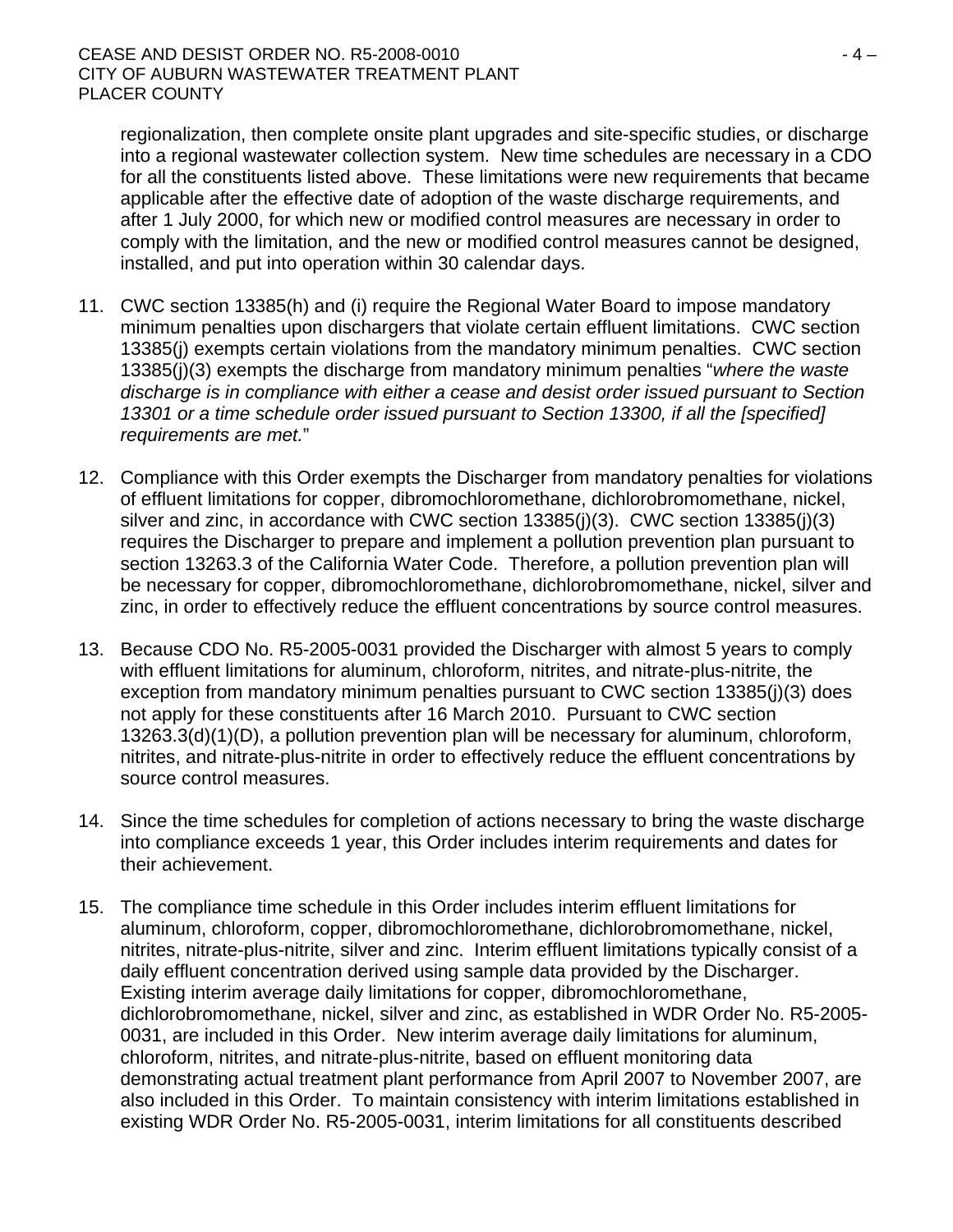regionalization, then complete onsite plant upgrades and site-specific studies, or discharge into a regional wastewater collection system. New time schedules are necessary in a CDO for all the constituents listed above. These limitations were new requirements that became applicable after the effective date of adoption of the waste discharge requirements, and after 1 July 2000, for which new or modified control measures are necessary in order to comply with the limitation, and the new or modified control measures cannot be designed, installed, and put into operation within 30 calendar days.

11. CWC section 13385(h) and (i) require the Regional Water Board to impose mandatory minimum penalties upon dischargers that violate certain effluent limitations. CWC section 13385(j) exempts certain violations from the mandatory minimum penalties. CWC section 13385(j)(3) exempts the discharge from mandatory minimum penalties "*where the waste discharge is in compliance with either a cease and desist order issued pursuant to Section 13301 or a time schedule order issued pursuant to Section 13300, if all the [specified] requirements are met.*"

12. Compliance with this Order exempts the Discharger from mandatory penalties for violations of effluent limitations for copper, dibromochloromethane, dichlorobromomethane, nickel, silver and zinc, in accordance with CWC section 13385(j)(3). CWC section 13385(j)(3) requires the Discharger to prepare and implement a pollution prevention plan pursuant to section 13263.3 of the California Water Code. Therefore, a pollution prevention plan will be necessary for copper, dibromochloromethane, dichlorobromomethane, nickel, silver and zinc, in order to effectively reduce the effluent concentrations by source control measures.

13. Because CDO No. R5-2005-0031 provided the Discharger with almost 5 years to comply with effluent limitations for aluminum, chloroform, nitrites, and nitrate-plus-nitrite, the exception from mandatory minimum penalties pursuant to CWC section 13385(j)(3) does not apply for these constituents after 16 March 2010. Pursuant to CWC section 13263.3(d)(1)(D), a pollution prevention plan will be necessary for aluminum, chloroform, nitrites, and nitrate-plus-nitrite in order to effectively reduce the effluent concentrations by source control measures.

14. Since the time schedules for completion of actions necessary to bring the waste discharge into compliance exceeds 1 year, this Order includes interim requirements and dates for their achievement.

15. The compliance time schedule in this Order includes interim effluent limitations for aluminum, chloroform, copper, dibromochloromethane, dichlorobromomethane, nickel, nitrites, nitrate-plus-nitrite, silver and zinc. Interim effluent limitations typically consist of a daily effluent concentration derived using sample data provided by the Discharger. Existing interim average daily limitations for copper, dibromochloromethane, dichlorobromomethane, nickel, silver and zinc, as established in WDR Order No. R5-2005-0031, are included in this Order. New interim average daily limitations for aluminum, chloroform, nitrites, and nitrate-plus-nitrite, based on effluent monitoring data demonstrating actual treatment plant performance from April 2007 to November 2007, are also included in this Order. To maintain consistency with interim limitations established in existing WDR Order No. R5-2005-0031, interim limitations for all constituents described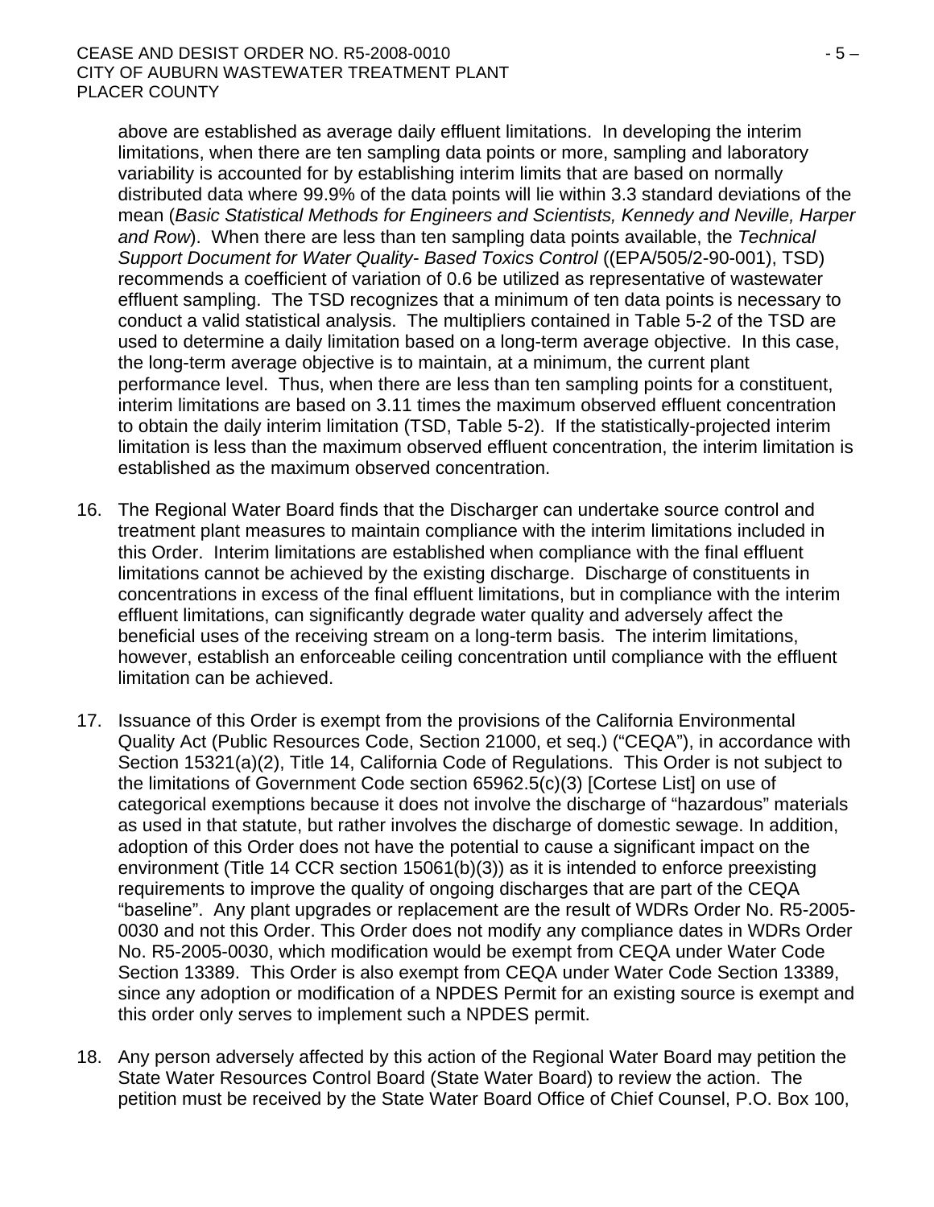above are established as average daily effluent limitations. In developing the interim limitations, when there are ten sampling data points or more, sampling and laboratory variability is accounted for by establishing interim limits that are based on normally distributed data where 99.9% of the data points will lie within 3.3 standard deviations of the mean (*Basic Statistical Methods for Engineers and Scientists, Kennedy and Neville, Harper and Row*). When there are less than ten sampling data points available, the *Technical Support Document for Water Quality- Based Toxics Control* ((EPA/505/2-90-001), TSD) recommends a coefficient of variation of 0.6 be utilized as representative of wastewater effluent sampling. The TSD recognizes that a minimum of ten data points is necessary to conduct a valid statistical analysis. The multipliers contained in Table 5-2 of the TSD are used to determine a daily limitation based on a long-term average objective. In this case, the long-term average objective is to maintain, at a minimum, the current plant performance level. Thus, when there are less than ten sampling points for a constituent, interim limitations are based on 3.11 times the maximum observed effluent concentration to obtain the daily interim limitation (TSD, Table 5-2). If the statistically-projected interim limitation is less than the maximum observed effluent concentration, the interim limitation is established as the maximum observed concentration.

16. The Regional Water Board finds that the Discharger can undertake source control and treatment plant measures to maintain compliance with the interim limitations included in this Order. Interim limitations are established when compliance with the final effluent limitations cannot be achieved by the existing discharge. Discharge of constituents in concentrations in excess of the final effluent limitations, but in compliance with the interim effluent limitations, can significantly degrade water quality and adversely affect the beneficial uses of the receiving stream on a long-term basis. The interim limitations, however, establish an enforceable ceiling concentration until compliance with the effluent limitation can be achieved.

17. Issuance of this Order is exempt from the provisions of the California Environmental Quality Act (Public Resources Code, Section 21000, et seq.) ("CEQA"), in accordance with Section 15321(a)(2), Title 14, California Code of Regulations. This Order is not subject to the limitations of Government Code section 65962.5(c)(3) [Cortese List] on use of categorical exemptions because it does not involve the discharge of "hazardous" materials as used in that statute, but rather involves the discharge of domestic sewage. In addition, adoption of this Order does not have the potential to cause a significant impact on the environment (Title 14 CCR section 15061(b)(3)) as it is intended to enforce preexisting requirements to improve the quality of ongoing discharges that are part of the CEQA "baseline". Any plant upgrades or replacement are the result of WDRs Order No. R5-2005-0030 and not this Order. This Order does not modify any compliance dates in WDRs Order No. R5-2005-0030, which modification would be exempt from CEQA under Water Code Section 13389. This Order is also exempt from CEQA under Water Code Section 13389, since any adoption or modification of a NPDES Permit for an existing source is exempt and this order only serves to implement such a NPDES permit.

18. Any person adversely affected by this action of the Regional Water Board may petition the State Water Resources Control Board (State Water Board) to review the action. The petition must be received by the State Water Board Office of Chief Counsel, P.O. Box 100,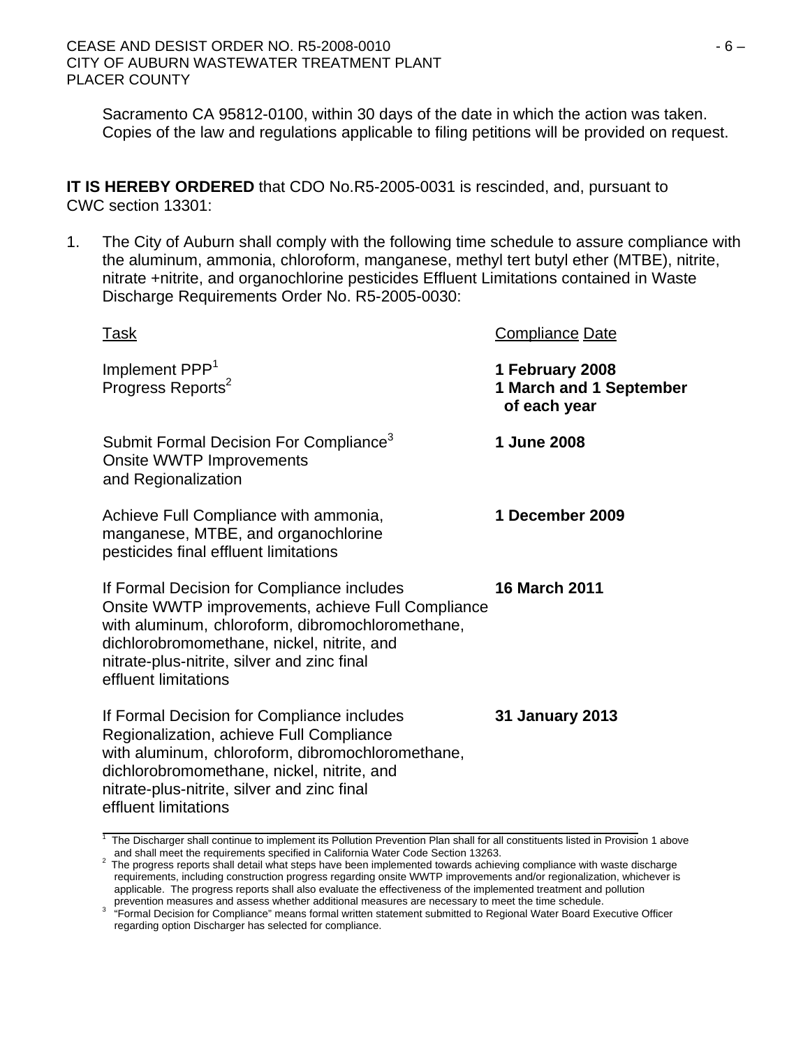Sacramento CA 95812-0100, within 30 days of the date in which the action was taken. Copies of the law and regulations applicable to filing petitions will be provided on request.

**IT IS HEREBY ORDERED** that CDO No.R5-2005-0031 is rescinded, and, pursuant to CWC section 13301:

1. The City of Auburn shall comply with the following time schedule to assure compliance with the aluminum, ammonia, chloroform, manganese, methyl tert butyl ether (MTBE), nitrite, nitrate +nitrite, and organochlorine pesticides Effluent Limitations contained in Waste Discharge Requirements Order No. R5-2005-0030:

| Task | Compliance Date |
|---|---|
| Implement PPP[1] | **1 February 2008** |
| Progress Reports[2] | **1 March and 1 September of each year** |
| Submit Formal Decision For Compliance[3] Onsite WWTP Improvements and Regionalization | **1 June 2008** |
| Achieve Full Compliance with ammonia, manganese, MTBE, and organochlorine pesticides final effluent limitations | **1 December 2009** |
| If Formal Decision for Compliance includes Onsite WWTP improvements, achieve Full Compliance with aluminum, chloroform, dibromochloromethane, dichlorobromomethane, nickel, nitrite, and nitrate-plus-nitrite, silver and zinc final effluent limitations | **16 March 2011** |
| If Formal Decision for Compliance includes Regionalization, achieve Full Compliance with aluminum, chloroform, dibromochloromethane, dichlorobromomethane, nickel, nitrite, and nitrate-plus-nitrite, silver and zinc final effluent limitations | **31 January 2013** |

[1] The Discharger shall continue to implement its Pollution Prevention Plan shall for all constituents listed in Provision 1 above and shall meet the requirements specified in California Water Code Section 13263.

[2] The progress reports shall detail what steps have been implemented towards achieving compliance with waste discharge requirements, including construction progress regarding onsite WWTP improvements and/or regionalization, whichever is applicable. The progress reports shall also evaluate the effectiveness of the implemented treatment and pollution prevention measures and assess whether additional measures are necessary to meet the time schedule.

[3] "Formal Decision for Compliance" means formal written statement submitted to Regional Water Board Executive Officer regarding option Discharger has selected for compliance.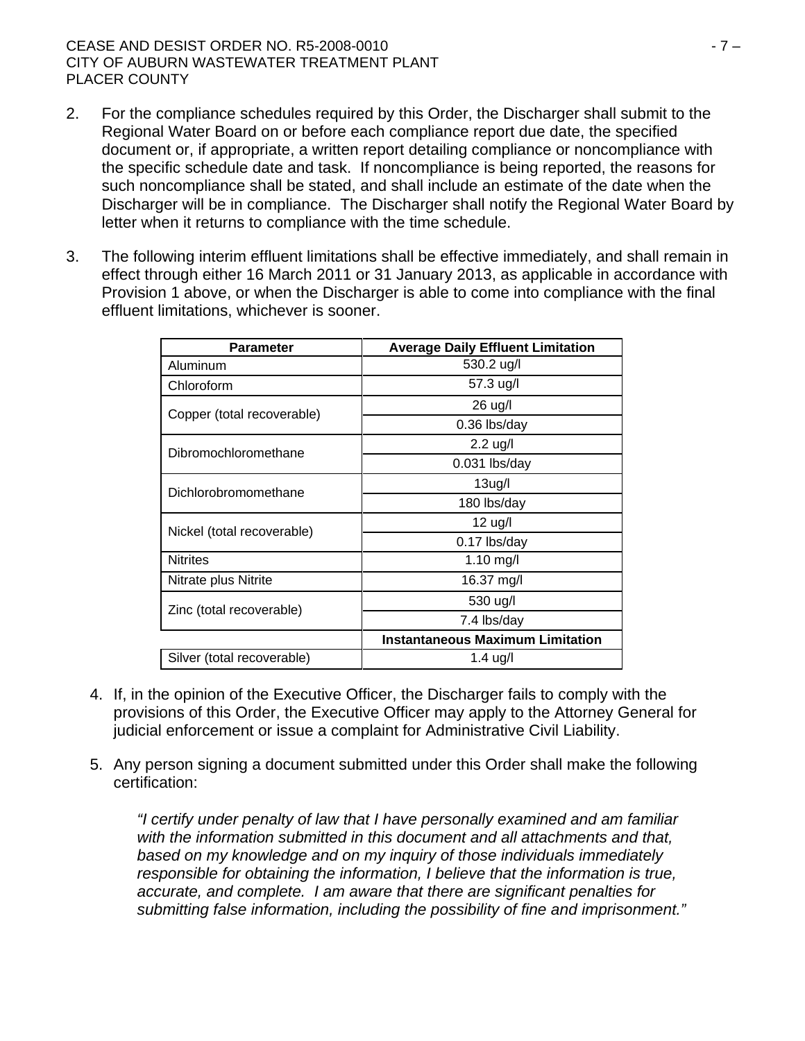2. For the compliance schedules required by this Order, the Discharger shall submit to the Regional Water Board on or before each compliance report due date, the specified document or, if appropriate, a written report detailing compliance or noncompliance with the specific schedule date and task. If noncompliance is being reported, the reasons for such noncompliance shall be stated, and shall include an estimate of the date when the Discharger will be in compliance. The Discharger shall notify the Regional Water Board by letter when it returns to compliance with the time schedule.

3. The following interim effluent limitations shall be effective immediately, and shall remain in effect through either 16 March 2011 or 31 January 2013, as applicable in accordance with Provision 1 above, or when the Discharger is able to come into compliance with the final effluent limitations, whichever is sooner.

| Parameter | Average Daily Effluent Limitation |
|---|---|
| Aluminum | 530.2 ug/l |
| Chloroform | 57.3 ug/l |
| Copper (total recoverable) | 26 ug/l |
| | 0.36 lbs/day |
| Dibromochloromethane | 2.2 ug/l |
| | 0.031 lbs/day |
| Dichlorobromomethane | 13ug/l |
| | 180 lbs/day |
| Nickel (total recoverable) | 12 ug/l |
| | 0.17 lbs/day |
| Nitrites | 1.10 mg/l |
| Nitrate plus Nitrite | 16.37 mg/l |
| Zinc (total recoverable) | 530 ug/l |
| | 7.4 lbs/day |
| | **Instantaneous Maximum Limitation** |
| Silver (total recoverable) | 1.4 ug/l |

4. If, in the opinion of the Executive Officer, the Discharger fails to comply with the provisions of this Order, the Executive Officer may apply to the Attorney General for judicial enforcement or issue a complaint for Administrative Civil Liability.

5. Any person signing a document submitted under this Order shall make the following certification:

   *"I certify under penalty of law that I have personally examined and am familiar with the information submitted in this document and all attachments and that, based on my knowledge and on my inquiry of those individuals immediately responsible for obtaining the information, I believe that the information is true, accurate, and complete. I am aware that there are significant penalties for submitting false information, including the possibility of fine and imprisonment."*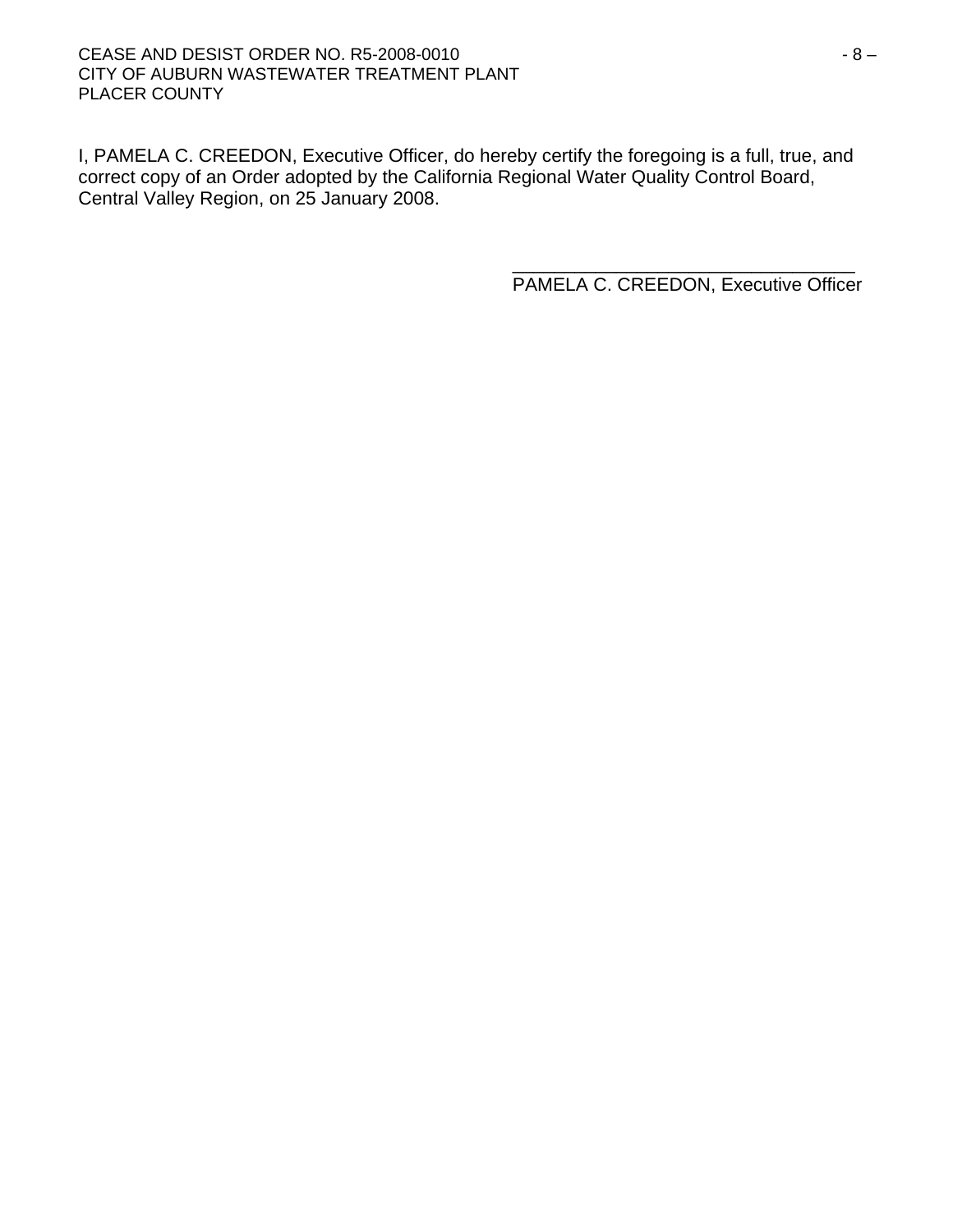I, PAMELA C. CREEDON, Executive Officer, do hereby certify the foregoing is a full, true, and correct copy of an Order adopted by the California Regional Water Quality Control Board, Central Valley Region, on 25 January 2008.

\_\_\_\_\_\_\_\_\_\_\_\_\_\_\_\_\_\_\_\_\_\_\_\_\_\_\_\_\_\_\_\_\_\_

PAMELA C. CREEDON, Executive Officer